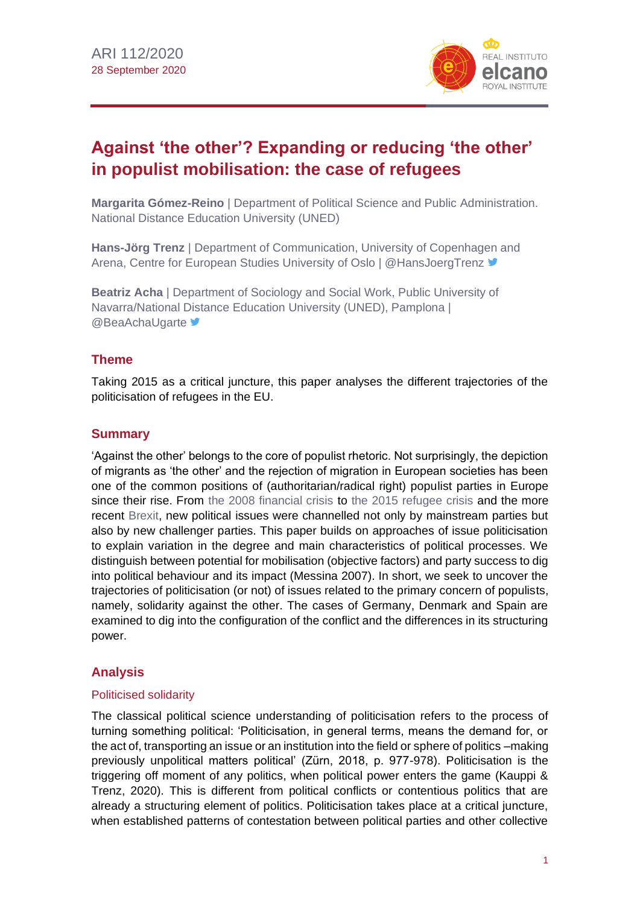ARI 112/2020
28 September 2020

# Against 'the other'? Expanding or reducing 'the other' in populist mobilisation: the case of refugees

**Margarita Gómez-Reino** | Department of Political Science and Public Administration. National Distance Education University (UNED)

**Hans-Jörg Trenz** | Department of Communication, University of Copenhagen and Arena, Centre for European Studies University of Oslo | @HansJoergTrenz

**Beatriz Acha** | Department of Sociology and Social Work, Public University of Navarra/National Distance Education University (UNED), Pamplona | @BeaAchaUgarte

## Theme

Taking 2015 as a critical juncture, this paper analyses the different trajectories of the politicisation of refugees in the EU.

## Summary

'Against the other' belongs to the core of populist rhetoric. Not surprisingly, the depiction of migrants as 'the other' and the rejection of migration in European societies has been one of the common positions of (authoritarian/radical right) populist parties in Europe since their rise. From the 2008 financial crisis to the 2015 refugee crisis and the more recent Brexit, new political issues were channelled not only by mainstream parties but also by new challenger parties. This paper builds on approaches of issue politicisation to explain variation in the degree and main characteristics of political processes. We distinguish between potential for mobilisation (objective factors) and party success to dig into political behaviour and its impact (Messina 2007). In short, we seek to uncover the trajectories of politicisation (or not) of issues related to the primary concern of populists, namely, solidarity against the other. The cases of Germany, Denmark and Spain are examined to dig into the configuration of the conflict and the differences in its structuring power.

## Analysis

### Politicised solidarity

The classical political science understanding of politicisation refers to the process of turning something political: 'Politicisation, in general terms, means the demand for, or the act of, transporting an issue or an institution into the field or sphere of politics –making previously unpolitical matters political' (Zürn, 2018, p. 977-978). Politicisation is the triggering off moment of any politics, when political power enters the game (Kauppi & Trenz, 2020). This is different from political conflicts or contentious politics that are already a structuring element of politics. Politicisation takes place at a critical juncture, when established patterns of contestation between political parties and other collective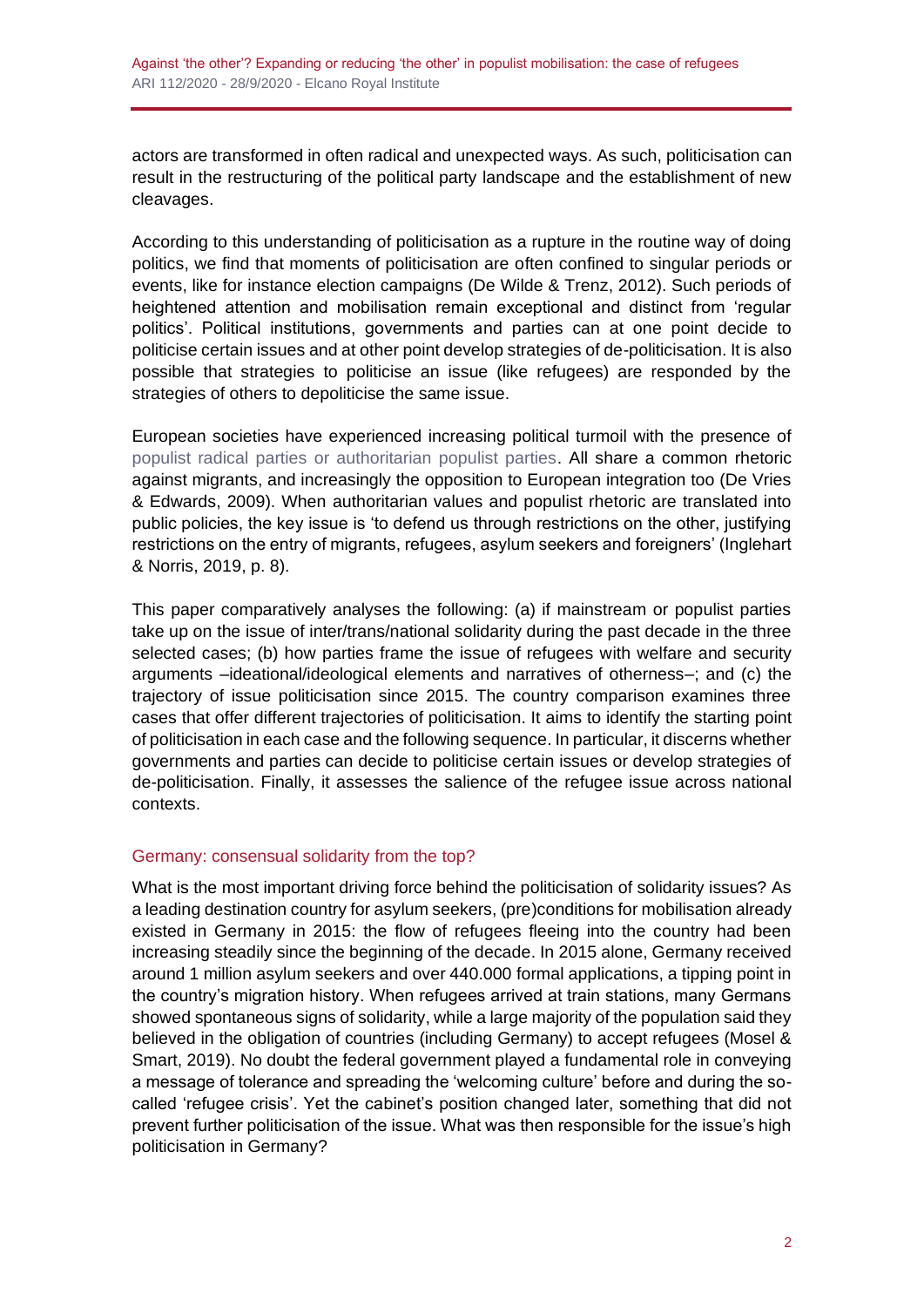actors are transformed in often radical and unexpected ways. As such, politicisation can result in the restructuring of the political party landscape and the establishment of new cleavages.

According to this understanding of politicisation as a rupture in the routine way of doing politics, we find that moments of politicisation are often confined to singular periods or events, like for instance election campaigns (De Wilde & Trenz, 2012). Such periods of heightened attention and mobilisation remain exceptional and distinct from 'regular politics'. Political institutions, governments and parties can at one point decide to politicise certain issues and at other point develop strategies of de-politicisation. It is also possible that strategies to politicise an issue (like refugees) are responded by the strategies of others to depoliticise the same issue.

European societies have experienced increasing political turmoil with the presence of populist radical parties or authoritarian populist parties. All share a common rhetoric against migrants, and increasingly the opposition to European integration too (De Vries & Edwards, 2009). When authoritarian values and populist rhetoric are translated into public policies, the key issue is 'to defend us through restrictions on the other, justifying restrictions on the entry of migrants, refugees, asylum seekers and foreigners' (Inglehart & Norris, 2019, p. 8).

This paper comparatively analyses the following: (a) if mainstream or populist parties take up on the issue of inter/trans/national solidarity during the past decade in the three selected cases; (b) how parties frame the issue of refugees with welfare and security arguments –ideational/ideological elements and narratives of otherness–; and (c) the trajectory of issue politicisation since 2015. The country comparison examines three cases that offer different trajectories of politicisation. It aims to identify the starting point of politicisation in each case and the following sequence. In particular, it discerns whether governments and parties can decide to politicise certain issues or develop strategies of de-politicisation. Finally, it assesses the salience of the refugee issue across national contexts.

## Germany: consensual solidarity from the top?

What is the most important driving force behind the politicisation of solidarity issues? As a leading destination country for asylum seekers, (pre)conditions for mobilisation already existed in Germany in 2015: the flow of refugees fleeing into the country had been increasing steadily since the beginning of the decade. In 2015 alone, Germany received around 1 million asylum seekers and over 440.000 formal applications, a tipping point in the country's migration history. When refugees arrived at train stations, many Germans showed spontaneous signs of solidarity, while a large majority of the population said they believed in the obligation of countries (including Germany) to accept refugees (Mosel & Smart, 2019). No doubt the federal government played a fundamental role in conveying a message of tolerance and spreading the 'welcoming culture' before and during the so-called 'refugee crisis'. Yet the cabinet's position changed later, something that did not prevent further politicisation of the issue. What was then responsible for the issue's high politicisation in Germany?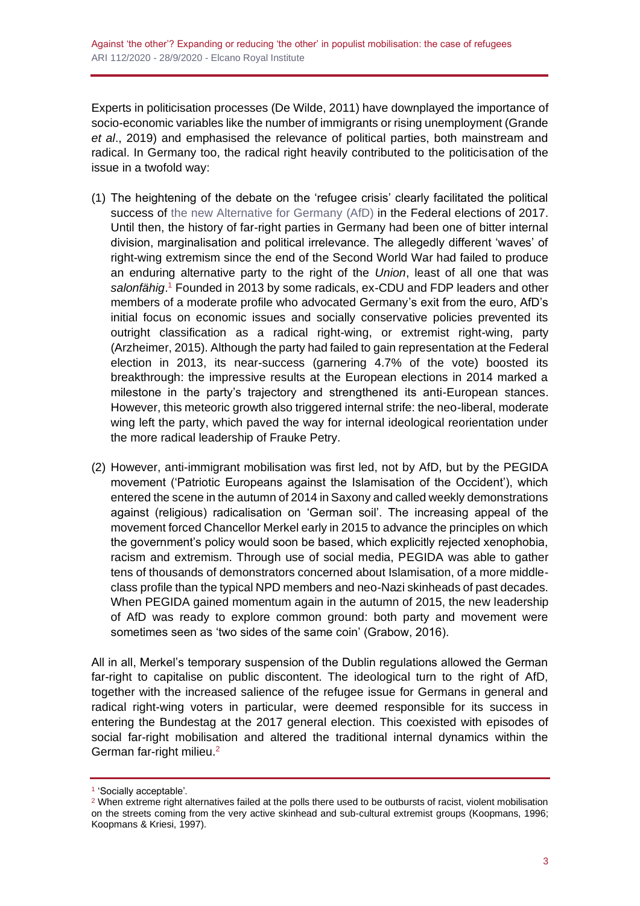Experts in politicisation processes (De Wilde, 2011) have downplayed the importance of socio-economic variables like the number of immigrants or rising unemployment (Grande *et al*., 2019) and emphasised the relevance of political parties, both mainstream and radical. In Germany too, the radical right heavily contributed to the politicisation of the issue in a twofold way:

(1) The heightening of the debate on the 'refugee crisis' clearly facilitated the political success of the new Alternative for Germany (AfD) in the Federal elections of 2017. Until then, the history of far-right parties in Germany had been one of bitter internal division, marginalisation and political irrelevance. The allegedly different 'waves' of right-wing extremism since the end of the Second World War had failed to produce an enduring alternative party to the right of the *Union*, least of all one that was *salonfähig*.[1] Founded in 2013 by some radicals, ex-CDU and FDP leaders and other members of a moderate profile who advocated Germany's exit from the euro, AfD's initial focus on economic issues and socially conservative policies prevented its outright classification as a radical right-wing, or extremist right-wing, party (Arzheimer, 2015). Although the party had failed to gain representation at the Federal election in 2013, its near-success (garnering 4.7% of the vote) boosted its breakthrough: the impressive results at the European elections in 2014 marked a milestone in the party's trajectory and strengthened its anti-European stances. However, this meteoric growth also triggered internal strife: the neo-liberal, moderate wing left the party, which paved the way for internal ideological reorientation under the more radical leadership of Frauke Petry.

(2) However, anti-immigrant mobilisation was first led, not by AfD, but by the PEGIDA movement ('Patriotic Europeans against the Islamisation of the Occident'), which entered the scene in the autumn of 2014 in Saxony and called weekly demonstrations against (religious) radicalisation on 'German soil'. The increasing appeal of the movement forced Chancellor Merkel early in 2015 to advance the principles on which the government's policy would soon be based, which explicitly rejected xenophobia, racism and extremism. Through use of social media, PEGIDA was able to gather tens of thousands of demonstrators concerned about Islamisation, of a more middle-class profile than the typical NPD members and neo-Nazi skinheads of past decades. When PEGIDA gained momentum again in the autumn of 2015, the new leadership of AfD was ready to explore common ground: both party and movement were sometimes seen as 'two sides of the same coin' (Grabow, 2016).

All in all, Merkel's temporary suspension of the Dublin regulations allowed the German far-right to capitalise on public discontent. The ideological turn to the right of AfD, together with the increased salience of the refugee issue for Germans in general and radical right-wing voters in particular, were deemed responsible for its success in entering the Bundestag at the 2017 general election. This coexisted with episodes of social far-right mobilisation and altered the traditional internal dynamics within the German far-right milieu.[2]

---

[1] 'Socially acceptable'.

[2] When extreme right alternatives failed at the polls there used to be outbursts of racist, violent mobilisation on the streets coming from the very active skinhead and sub-cultural extremist groups (Koopmans, 1996; Koopmans & Kriesi, 1997).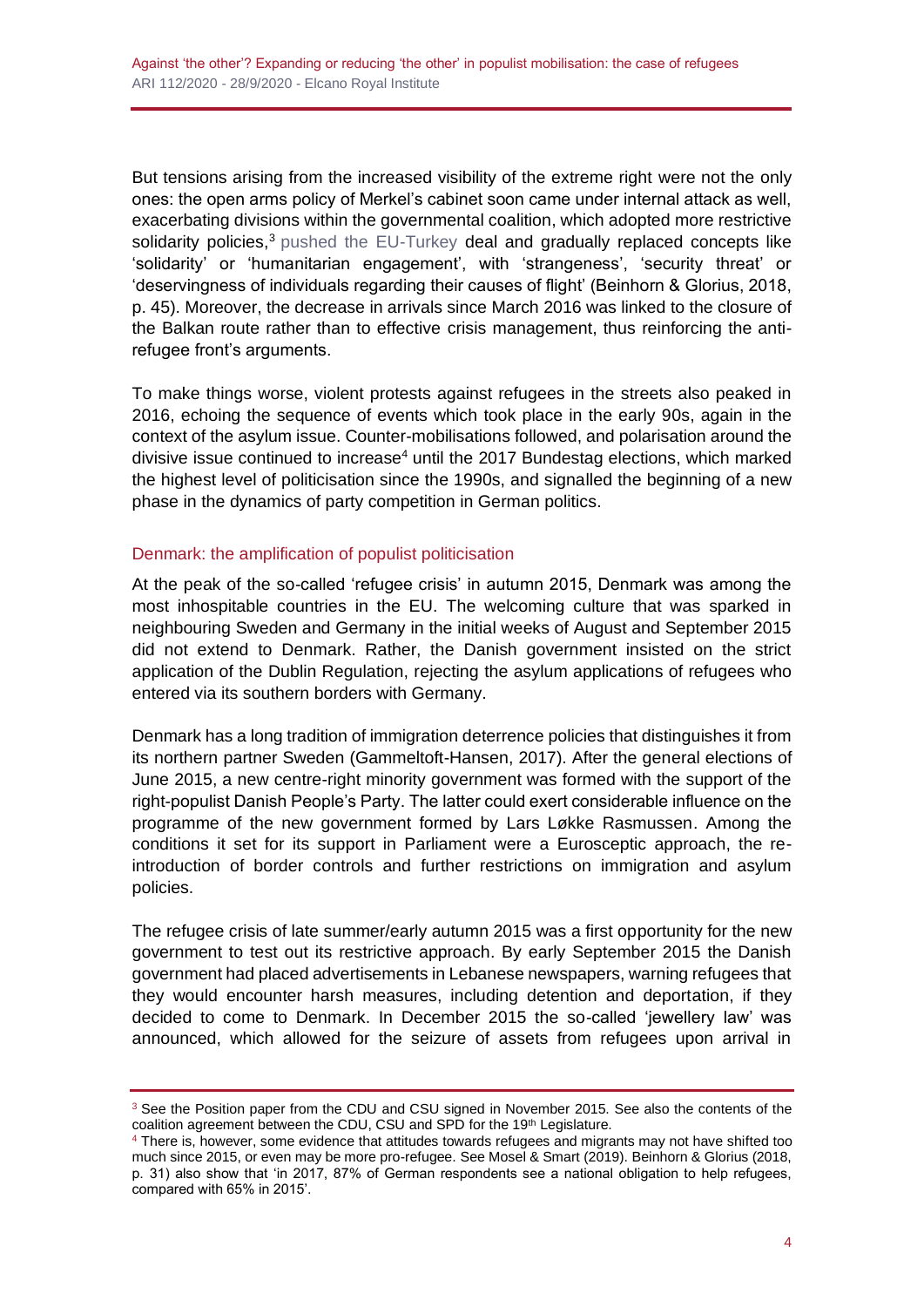But tensions arising from the increased visibility of the extreme right were not the only ones: the open arms policy of Merkel's cabinet soon came under internal attack as well, exacerbating divisions within the governmental coalition, which adopted more restrictive solidarity policies,[3] pushed the EU-Turkey deal and gradually replaced concepts like 'solidarity' or 'humanitarian engagement', with 'strangeness', 'security threat' or 'deservingness of individuals regarding their causes of flight' (Beinhorn & Glorius, 2018, p. 45). Moreover, the decrease in arrivals since March 2016 was linked to the closure of the Balkan route rather than to effective crisis management, thus reinforcing the anti-refugee front's arguments.

To make things worse, violent protests against refugees in the streets also peaked in 2016, echoing the sequence of events which took place in the early 90s, again in the context of the asylum issue. Counter-mobilisations followed, and polarisation around the divisive issue continued to increase[4] until the 2017 Bundestag elections, which marked the highest level of politicisation since the 1990s, and signalled the beginning of a new phase in the dynamics of party competition in German politics.

### Denmark: the amplification of populist politicisation

At the peak of the so-called 'refugee crisis' in autumn 2015, Denmark was among the most inhospitable countries in the EU. The welcoming culture that was sparked in neighbouring Sweden and Germany in the initial weeks of August and September 2015 did not extend to Denmark. Rather, the Danish government insisted on the strict application of the Dublin Regulation, rejecting the asylum applications of refugees who entered via its southern borders with Germany.

Denmark has a long tradition of immigration deterrence policies that distinguishes it from its northern partner Sweden (Gammeltoft-Hansen, 2017). After the general elections of June 2015, a new centre-right minority government was formed with the support of the right-populist Danish People's Party. The latter could exert considerable influence on the programme of the new government formed by Lars Løkke Rasmussen. Among the conditions it set for its support in Parliament were a Eurosceptic approach, the re-introduction of border controls and further restrictions on immigration and asylum policies.

The refugee crisis of late summer/early autumn 2015 was a first opportunity for the new government to test out its restrictive approach. By early September 2015 the Danish government had placed advertisements in Lebanese newspapers, warning refugees that they would encounter harsh measures, including detention and deportation, if they decided to come to Denmark. In December 2015 the so-called 'jewellery law' was announced, which allowed for the seizure of assets from refugees upon arrival in

---

[3] See the Position paper from the CDU and CSU signed in November 2015. See also the contents of the coalition agreement between the CDU, CSU and SPD for the 19th Legislature.

[4] There is, however, some evidence that attitudes towards refugees and migrants may not have shifted too much since 2015, or even may be more pro-refugee. See Mosel & Smart (2019). Beinhorn & Glorius (2018, p. 31) also show that 'in 2017, 87% of German respondents see a national obligation to help refugees, compared with 65% in 2015'.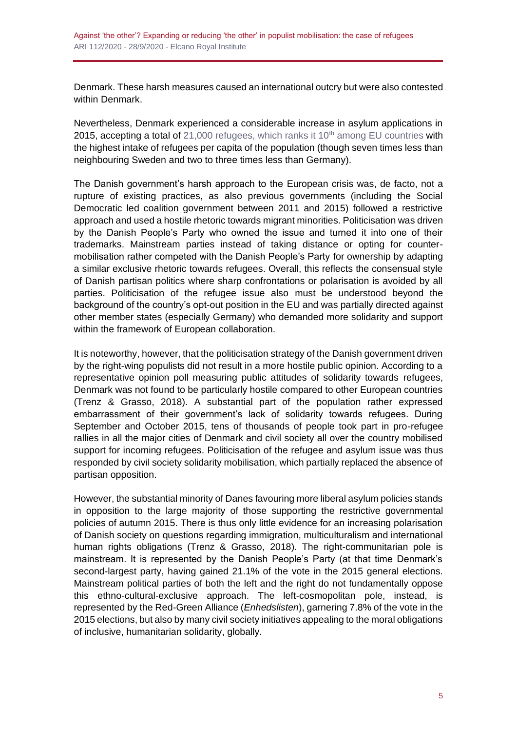Denmark. These harsh measures caused an international outcry but were also contested within Denmark.

Nevertheless, Denmark experienced a considerable increase in asylum applications in 2015, accepting a total of 21,000 refugees, which ranks it 10th among EU countries with the highest intake of refugees per capita of the population (though seven times less than neighbouring Sweden and two to three times less than Germany).

The Danish government's harsh approach to the European crisis was, de facto, not a rupture of existing practices, as also previous governments (including the Social Democratic led coalition government between 2011 and 2015) followed a restrictive approach and used a hostile rhetoric towards migrant minorities. Politicisation was driven by the Danish People's Party who owned the issue and turned it into one of their trademarks. Mainstream parties instead of taking distance or opting for counter-mobilisation rather competed with the Danish People's Party for ownership by adapting a similar exclusive rhetoric towards refugees. Overall, this reflects the consensual style of Danish partisan politics where sharp confrontations or polarisation is avoided by all parties. Politicisation of the refugee issue also must be understood beyond the background of the country's opt-out position in the EU and was partially directed against other member states (especially Germany) who demanded more solidarity and support within the framework of European collaboration.

It is noteworthy, however, that the politicisation strategy of the Danish government driven by the right-wing populists did not result in a more hostile public opinion. According to a representative opinion poll measuring public attitudes of solidarity towards refugees, Denmark was not found to be particularly hostile compared to other European countries (Trenz & Grasso, 2018). A substantial part of the population rather expressed embarrassment of their government's lack of solidarity towards refugees. During September and October 2015, tens of thousands of people took part in pro-refugee rallies in all the major cities of Denmark and civil society all over the country mobilised support for incoming refugees. Politicisation of the refugee and asylum issue was thus responded by civil society solidarity mobilisation, which partially replaced the absence of partisan opposition.

However, the substantial minority of Danes favouring more liberal asylum policies stands in opposition to the large majority of those supporting the restrictive governmental policies of autumn 2015. There is thus only little evidence for an increasing polarisation of Danish society on questions regarding immigration, multiculturalism and international human rights obligations (Trenz & Grasso, 2018). The right-communitarian pole is mainstream. It is represented by the Danish People's Party (at that time Denmark's second-largest party, having gained 21.1% of the vote in the 2015 general elections. Mainstream political parties of both the left and the right do not fundamentally oppose this ethno-cultural-exclusive approach. The left-cosmopolitan pole, instead, is represented by the Red-Green Alliance (*Enhedslisten*), garnering 7.8% of the vote in the 2015 elections, but also by many civil society initiatives appealing to the moral obligations of inclusive, humanitarian solidarity, globally.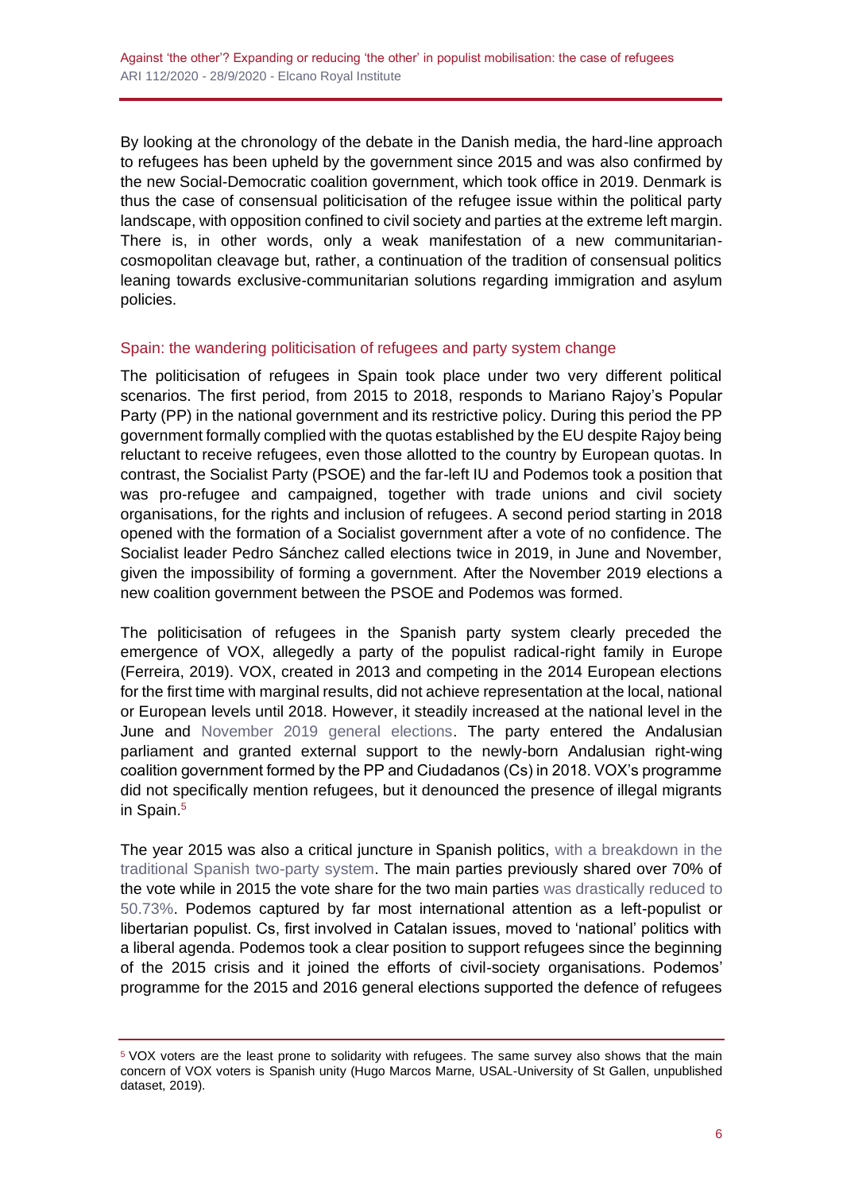By looking at the chronology of the debate in the Danish media, the hard-line approach to refugees has been upheld by the government since 2015 and was also confirmed by the new Social-Democratic coalition government, which took office in 2019. Denmark is thus the case of consensual politicisation of the refugee issue within the political party landscape, with opposition confined to civil society and parties at the extreme left margin. There is, in other words, only a weak manifestation of a new communitarian-cosmopolitan cleavage but, rather, a continuation of the tradition of consensual politics leaning towards exclusive-communitarian solutions regarding immigration and asylum policies.

### Spain: the wandering politicisation of refugees and party system change

The politicisation of refugees in Spain took place under two very different political scenarios. The first period, from 2015 to 2018, responds to Mariano Rajoy's Popular Party (PP) in the national government and its restrictive policy. During this period the PP government formally complied with the quotas established by the EU despite Rajoy being reluctant to receive refugees, even those allotted to the country by European quotas. In contrast, the Socialist Party (PSOE) and the far-left IU and Podemos took a position that was pro-refugee and campaigned, together with trade unions and civil society organisations, for the rights and inclusion of refugees. A second period starting in 2018 opened with the formation of a Socialist government after a vote of no confidence. The Socialist leader Pedro Sánchez called elections twice in 2019, in June and November, given the impossibility of forming a government. After the November 2019 elections a new coalition government between the PSOE and Podemos was formed.

The politicisation of refugees in the Spanish party system clearly preceded the emergence of VOX, allegedly a party of the populist radical-right family in Europe (Ferreira, 2019). VOX, created in 2013 and competing in the 2014 European elections for the first time with marginal results, did not achieve representation at the local, national or European levels until 2018. However, it steadily increased at the national level in the June and November 2019 general elections. The party entered the Andalusian parliament and granted external support to the newly-born Andalusian right-wing coalition government formed by the PP and Ciudadanos (Cs) in 2018. VOX's programme did not specifically mention refugees, but it denounced the presence of illegal migrants in Spain.[5]

The year 2015 was also a critical juncture in Spanish politics, with a breakdown in the traditional Spanish two-party system. The main parties previously shared over 70% of the vote while in 2015 the vote share for the two main parties was drastically reduced to 50.73%. Podemos captured by far most international attention as a left-populist or libertarian populist. Cs, first involved in Catalan issues, moved to 'national' politics with a liberal agenda. Podemos took a clear position to support refugees since the beginning of the 2015 crisis and it joined the efforts of civil-society organisations. Podemos' programme for the 2015 and 2016 general elections supported the defence of refugees

---

[5] VOX voters are the least prone to solidarity with refugees. The same survey also shows that the main concern of VOX voters is Spanish unity (Hugo Marcos Marne, USAL-University of St Gallen, unpublished dataset, 2019).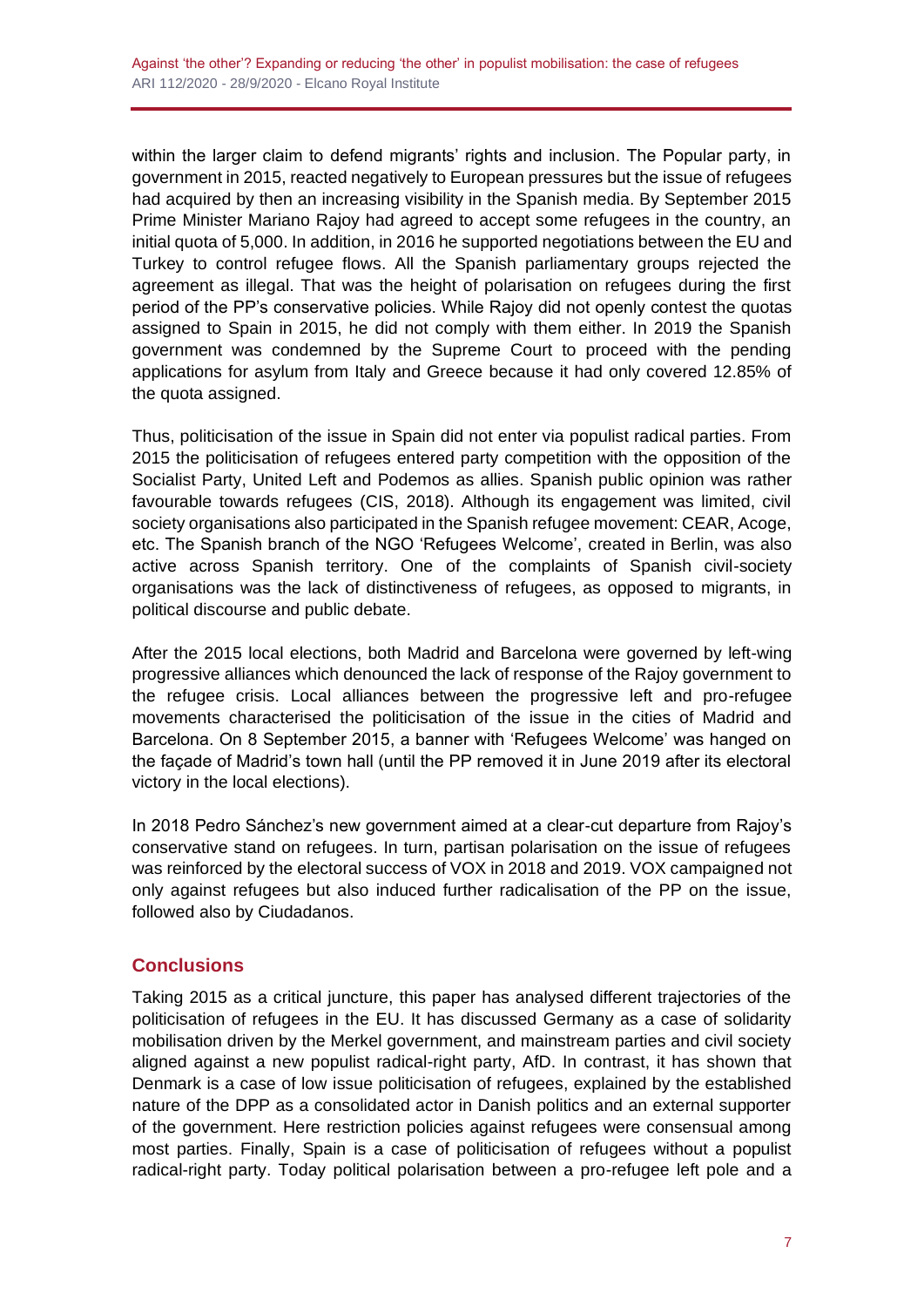within the larger claim to defend migrants' rights and inclusion. The Popular party, in government in 2015, reacted negatively to European pressures but the issue of refugees had acquired by then an increasing visibility in the Spanish media. By September 2015 Prime Minister Mariano Rajoy had agreed to accept some refugees in the country, an initial quota of 5,000. In addition, in 2016 he supported negotiations between the EU and Turkey to control refugee flows. All the Spanish parliamentary groups rejected the agreement as illegal. That was the height of polarisation on refugees during the first period of the PP's conservative policies. While Rajoy did not openly contest the quotas assigned to Spain in 2015, he did not comply with them either. In 2019 the Spanish government was condemned by the Supreme Court to proceed with the pending applications for asylum from Italy and Greece because it had only covered 12.85% of the quota assigned.

Thus, politicisation of the issue in Spain did not enter via populist radical parties. From 2015 the politicisation of refugees entered party competition with the opposition of the Socialist Party, United Left and Podemos as allies. Spanish public opinion was rather favourable towards refugees (CIS, 2018). Although its engagement was limited, civil society organisations also participated in the Spanish refugee movement: CEAR, Acoge, etc. The Spanish branch of the NGO 'Refugees Welcome', created in Berlin, was also active across Spanish territory. One of the complaints of Spanish civil-society organisations was the lack of distinctiveness of refugees, as opposed to migrants, in political discourse and public debate.

After the 2015 local elections, both Madrid and Barcelona were governed by left-wing progressive alliances which denounced the lack of response of the Rajoy government to the refugee crisis. Local alliances between the progressive left and pro-refugee movements characterised the politicisation of the issue in the cities of Madrid and Barcelona. On 8 September 2015, a banner with 'Refugees Welcome' was hanged on the façade of Madrid's town hall (until the PP removed it in June 2019 after its electoral victory in the local elections).

In 2018 Pedro Sánchez's new government aimed at a clear-cut departure from Rajoy's conservative stand on refugees. In turn, partisan polarisation on the issue of refugees was reinforced by the electoral success of VOX in 2018 and 2019. VOX campaigned not only against refugees but also induced further radicalisation of the PP on the issue, followed also by Ciudadanos.

## Conclusions

Taking 2015 as a critical juncture, this paper has analysed different trajectories of the politicisation of refugees in the EU. It has discussed Germany as a case of solidarity mobilisation driven by the Merkel government, and mainstream parties and civil society aligned against a new populist radical-right party, AfD. In contrast, it has shown that Denmark is a case of low issue politicisation of refugees, explained by the established nature of the DPP as a consolidated actor in Danish politics and an external supporter of the government. Here restriction policies against refugees were consensual among most parties. Finally, Spain is a case of politicisation of refugees without a populist radical-right party. Today political polarisation between a pro-refugee left pole and a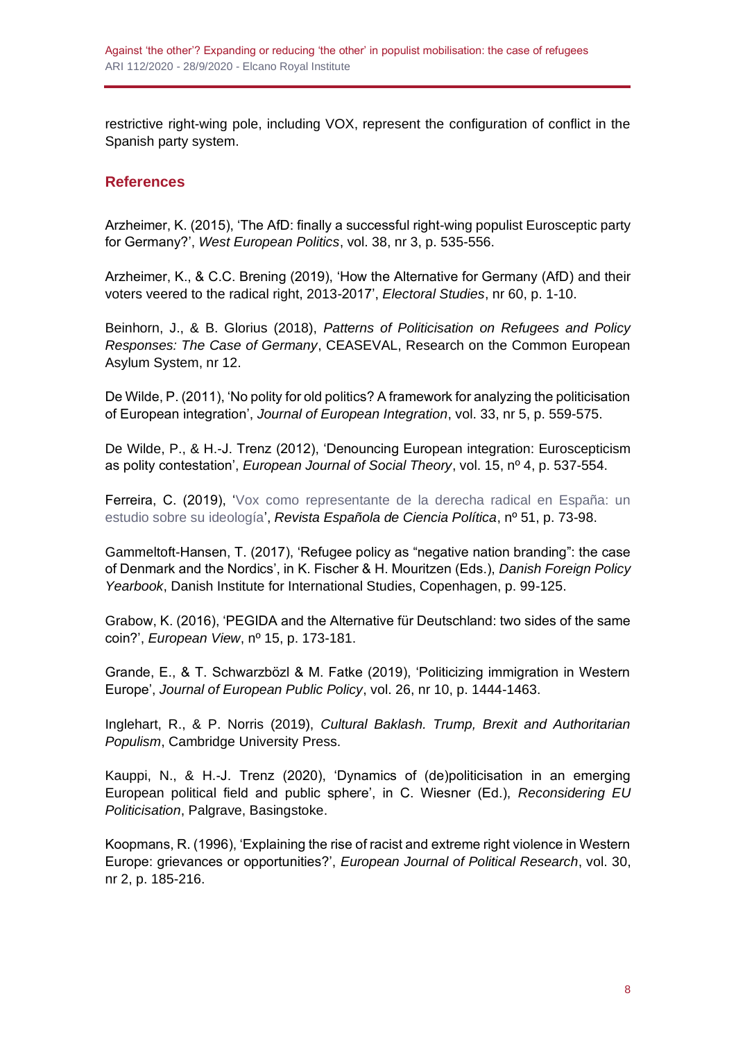restrictive right-wing pole, including VOX, represent the configuration of conflict in the Spanish party system.

## References

Arzheimer, K. (2015), 'The AfD: finally a successful right-wing populist Eurosceptic party for Germany?', *West European Politics*, vol. 38, nr 3, p. 535-556.

Arzheimer, K., & C.C. Brening (2019), 'How the Alternative for Germany (AfD) and their voters veered to the radical right, 2013-2017', *Electoral Studies*, nr 60, p. 1-10.

Beinhorn, J., & B. Glorius (2018), *Patterns of Politicisation on Refugees and Policy Responses: The Case of Germany*, CEASEVAL, Research on the Common European Asylum System, nr 12.

De Wilde, P. (2011), 'No polity for old politics? A framework for analyzing the politicisation of European integration', *Journal of European Integration*, vol. 33, nr 5, p. 559-575.

De Wilde, P., & H.-J. Trenz (2012), 'Denouncing European integration: Euroscepticism as polity contestation', *European Journal of Social Theory*, vol. 15, nº 4, p. 537-554.

Ferreira, C. (2019), 'Vox como representante de la derecha radical en España: un estudio sobre su ideología', *Revista Española de Ciencia Política*, nº 51, p. 73-98.

Gammeltoft-Hansen, T. (2017), 'Refugee policy as "negative nation branding": the case of Denmark and the Nordics', in K. Fischer & H. Mouritzen (Eds.), *Danish Foreign Policy Yearbook*, Danish Institute for International Studies, Copenhagen, p. 99-125.

Grabow, K. (2016), 'PEGIDA and the Alternative für Deutschland: two sides of the same coin?', *European View*, nº 15, p. 173-181.

Grande, E., & T. Schwarzbözl & M. Fatke (2019), 'Politicizing immigration in Western Europe', *Journal of European Public Policy*, vol. 26, nr 10, p. 1444-1463.

Inglehart, R., & P. Norris (2019), *Cultural Baklash. Trump, Brexit and Authoritarian Populism*, Cambridge University Press.

Kauppi, N., & H.-J. Trenz (2020), 'Dynamics of (de)politicisation in an emerging European political field and public sphere', in C. Wiesner (Ed.), *Reconsidering EU Politicisation*, Palgrave, Basingstoke.

Koopmans, R. (1996), 'Explaining the rise of racist and extreme right violence in Western Europe: grievances or opportunities?', *European Journal of Political Research*, vol. 30, nr 2, p. 185-216.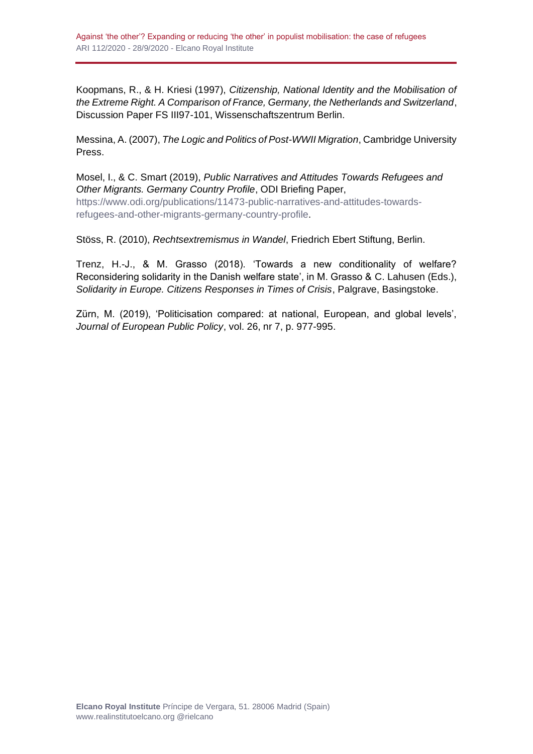Koopmans, R., & H. Kriesi (1997), *Citizenship, National Identity and the Mobilisation of the Extreme Right. A Comparison of France, Germany, the Netherlands and Switzerland*, Discussion Paper FS III97-101, Wissenschaftszentrum Berlin.

Messina, A. (2007), *The Logic and Politics of Post-WWII Migration*, Cambridge University Press.

Mosel, I., & C. Smart (2019), *Public Narratives and Attitudes Towards Refugees and Other Migrants. Germany Country Profile*, ODI Briefing Paper, https://www.odi.org/publications/11473-public-narratives-and-attitudes-towards-refugees-and-other-migrants-germany-country-profile.

Stöss, R. (2010), *Rechtsextremismus in Wandel*, Friedrich Ebert Stiftung, Berlin.

Trenz, H.-J., & M. Grasso (2018). 'Towards a new conditionality of welfare? Reconsidering solidarity in the Danish welfare state', in M. Grasso & C. Lahusen (Eds.), *Solidarity in Europe. Citizens Responses in Times of Crisis*, Palgrave, Basingstoke.

Zürn, M. (2019), 'Politicisation compared: at national, European, and global levels', *Journal of European Public Policy*, vol. 26, nr 7, p. 977-995.